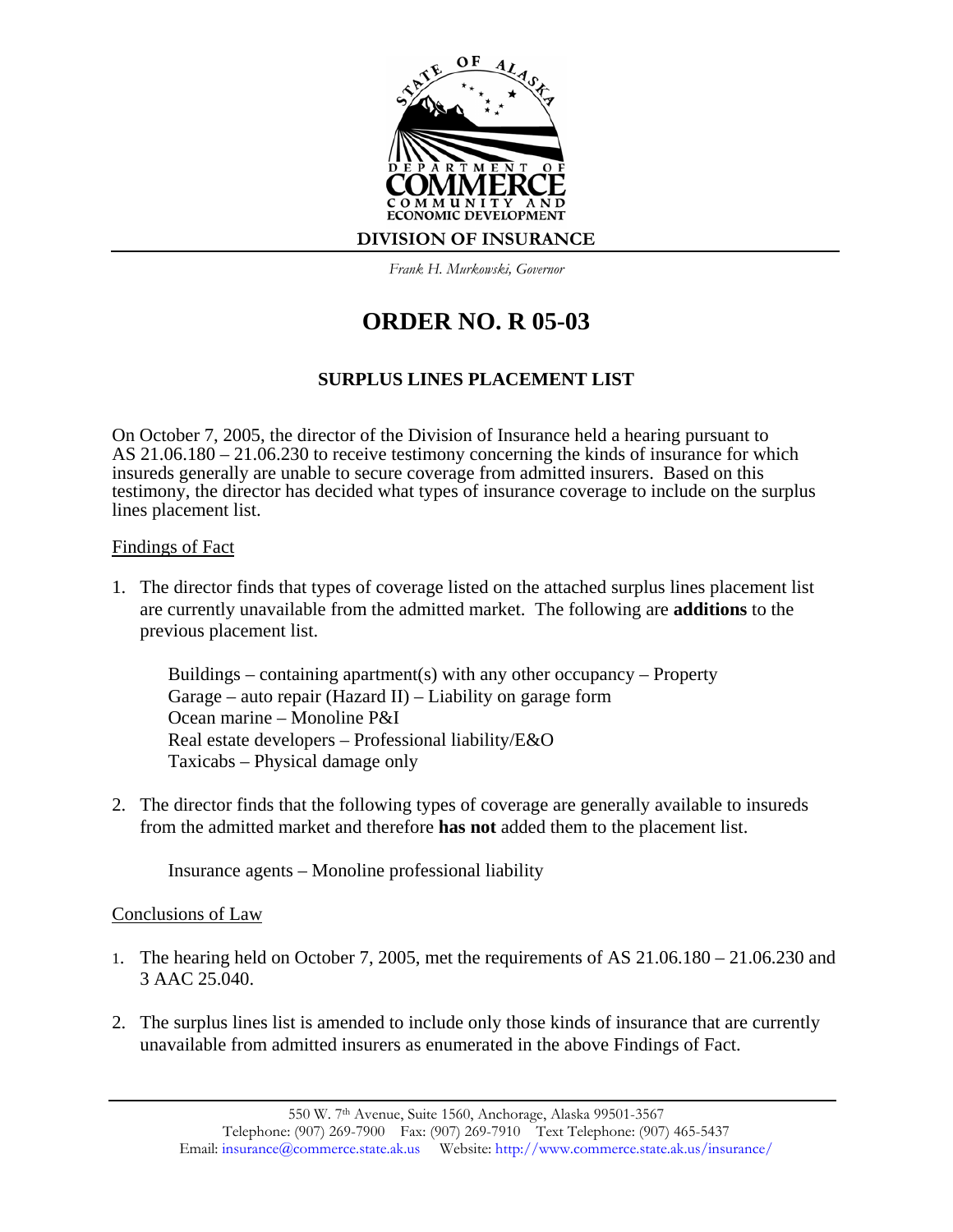DIVISION OF INSURANCE

*Frank H. Murkowski, Governor*

# ORDER NO. R 05-03

## SURPLUS LINES PLACEMENT LIST

On October 7, 2005, the director of the Division of Insurance held a hearing pursuant to AS 21.06.180 – 21.06.230 to receive testimony concerning the kinds of insurance for which insureds generally are unable to secure coverage from admitted insurers. Based on this testimony, the director has decided what types of insurance coverage to include on the surplus lines placement list.

Findings of Fact

1. The director finds that types of coverage listed on the attached surplus lines placement list are currently unavailable from the admitted market. The following are **additions** to the previous placement list.

   Buildings – containing apartment(s) with any other occupancy – Property
   Garage – auto repair (Hazard II) – Liability on garage form
   Ocean marine – Monoline P&I
   Real estate developers – Professional liability/E&O
   Taxicabs – Physical damage only

2. The director finds that the following types of coverage are generally available to insureds from the admitted market and therefore **has not** added them to the placement list.

   Insurance agents – Monoline professional liability

Conclusions of Law

1. The hearing held on October 7, 2005, met the requirements of AS 21.06.180 – 21.06.230 and 3 AAC 25.040.

2. The surplus lines list is amended to include only those kinds of insurance that are currently unavailable from admitted insurers as enumerated in the above Findings of Fact.

550 W. 7th Avenue, Suite 1560, Anchorage, Alaska 99501-3567
Telephone: (907) 269-7900 Fax: (907) 269-7910 Text Telephone: (907) 465-5437
Email: insurance@commerce.state.ak.us Website: http://www.commerce.state.ak.us/insurance/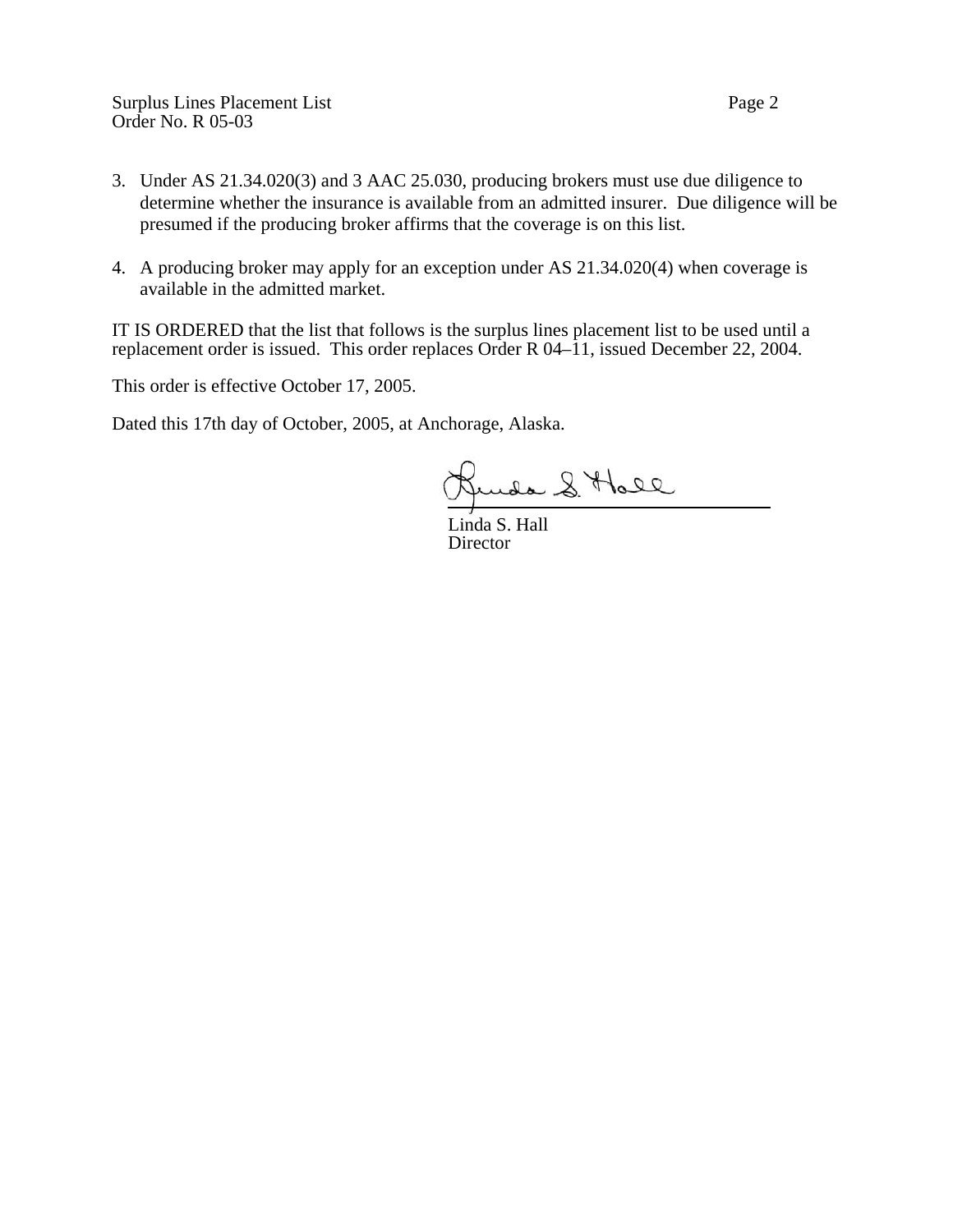3. Under AS 21.34.020(3) and 3 AAC 25.030, producing brokers must use due diligence to determine whether the insurance is available from an admitted insurer. Due diligence will be presumed if the producing broker affirms that the coverage is on this list.

4. A producing broker may apply for an exception under AS 21.34.020(4) when coverage is available in the admitted market.

IT IS ORDERED that the list that follows is the surplus lines placement list to be used until a replacement order is issued. This order replaces Order R 04–11, issued December 22, 2004.

This order is effective October 17, 2005.

Dated this 17th day of October, 2005, at Anchorage, Alaska.

Linda S. Hall
Director